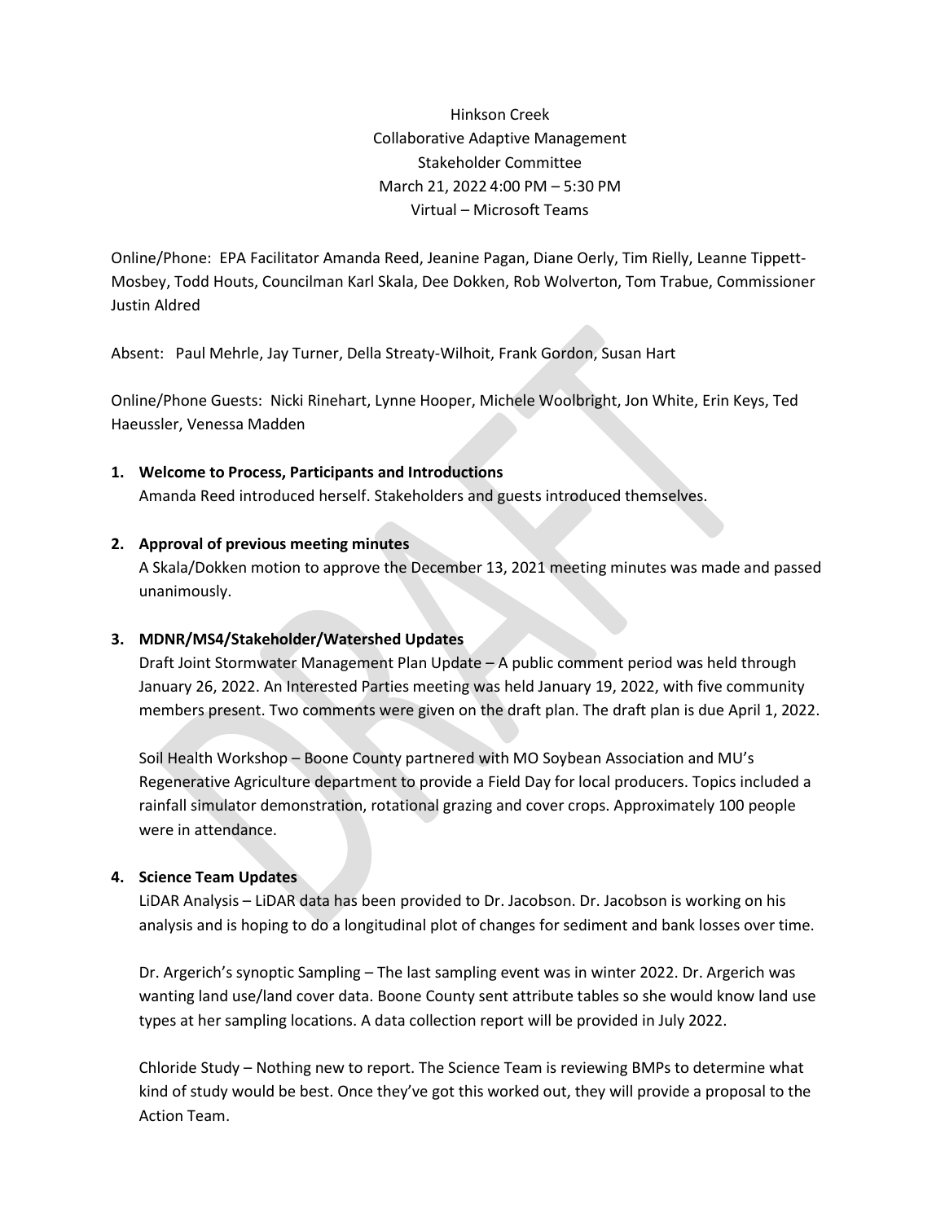Hinkson Creek
Collaborative Adaptive Management
Stakeholder Committee
March 21, 2022 4:00 PM – 5:30 PM
Virtual – Microsoft Teams

Online/Phone: EPA Facilitator Amanda Reed, Jeanine Pagan, Diane Oerly, Tim Rielly, Leanne Tippett-Mosbey, Todd Houts, Councilman Karl Skala, Dee Dokken, Rob Wolverton, Tom Trabue, Commissioner Justin Aldred

Absent: Paul Mehrle, Jay Turner, Della Streaty-Wilhoit, Frank Gordon, Susan Hart

Online/Phone Guests: Nicki Rinehart, Lynne Hooper, Michele Woolbright, Jon White, Erin Keys, Ted Haeussler, Venessa Madden

1. **Welcome to Process, Participants and Introductions**
   Amanda Reed introduced herself. Stakeholders and guests introduced themselves.

2. **Approval of previous meeting minutes**
   A Skala/Dokken motion to approve the December 13, 2021 meeting minutes was made and passed unanimously.

3. **MDNR/MS4/Stakeholder/Watershed Updates**
   Draft Joint Stormwater Management Plan Update – A public comment period was held through January 26, 2022. An Interested Parties meeting was held January 19, 2022, with five community members present. Two comments were given on the draft plan. The draft plan is due April 1, 2022.

   Soil Health Workshop – Boone County partnered with MO Soybean Association and MU's Regenerative Agriculture department to provide a Field Day for local producers. Topics included a rainfall simulator demonstration, rotational grazing and cover crops. Approximately 100 people were in attendance.

4. **Science Team Updates**
   LiDAR Analysis – LiDAR data has been provided to Dr. Jacobson. Dr. Jacobson is working on his analysis and is hoping to do a longitudinal plot of changes for sediment and bank losses over time.

   Dr. Argerich's synoptic Sampling – The last sampling event was in winter 2022. Dr. Argerich was wanting land use/land cover data. Boone County sent attribute tables so she would know land use types at her sampling locations. A data collection report will be provided in July 2022.

   Chloride Study – Nothing new to report. The Science Team is reviewing BMPs to determine what kind of study would be best. Once they've got this worked out, they will provide a proposal to the Action Team.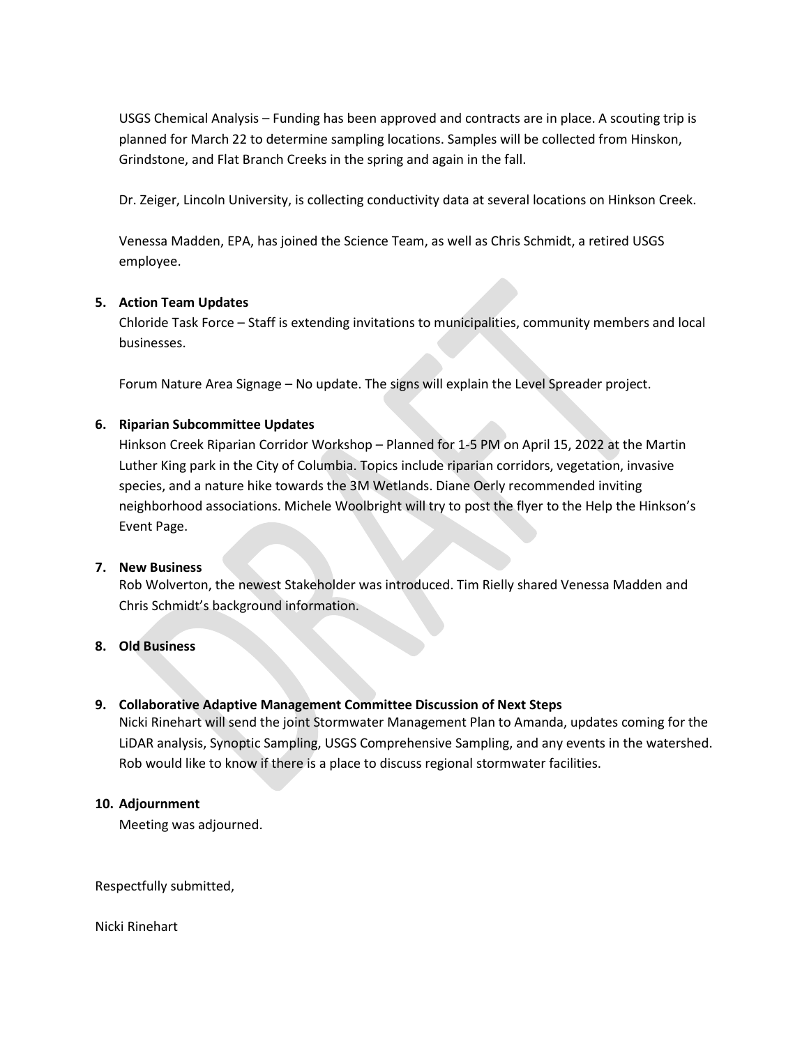USGS Chemical Analysis – Funding has been approved and contracts are in place. A scouting trip is planned for March 22 to determine sampling locations. Samples will be collected from Hinskon, Grindstone, and Flat Branch Creeks in the spring and again in the fall.

Dr. Zeiger, Lincoln University, is collecting conductivity data at several locations on Hinkson Creek.

Venessa Madden, EPA, has joined the Science Team, as well as Chris Schmidt, a retired USGS employee.

5. **Action Team Updates**

   Chloride Task Force – Staff is extending invitations to municipalities, community members and local businesses.

   Forum Nature Area Signage – No update. The signs will explain the Level Spreader project.

6. **Riparian Subcommittee Updates**

   Hinkson Creek Riparian Corridor Workshop – Planned for 1-5 PM on April 15, 2022 at the Martin Luther King park in the City of Columbia. Topics include riparian corridors, vegetation, invasive species, and a nature hike towards the 3M Wetlands. Diane Oerly recommended inviting neighborhood associations. Michele Woolbright will try to post the flyer to the Help the Hinkson's Event Page.

7. **New Business**

   Rob Wolverton, the newest Stakeholder was introduced. Tim Rielly shared Venessa Madden and Chris Schmidt's background information.

8. **Old Business**

9. **Collaborative Adaptive Management Committee Discussion of Next Steps**

   Nicki Rinehart will send the joint Stormwater Management Plan to Amanda, updates coming for the LiDAR analysis, Synoptic Sampling, USGS Comprehensive Sampling, and any events in the watershed. Rob would like to know if there is a place to discuss regional stormwater facilities.

10. **Adjournment**

    Meeting was adjourned.

Respectfully submitted,

Nicki Rinehart